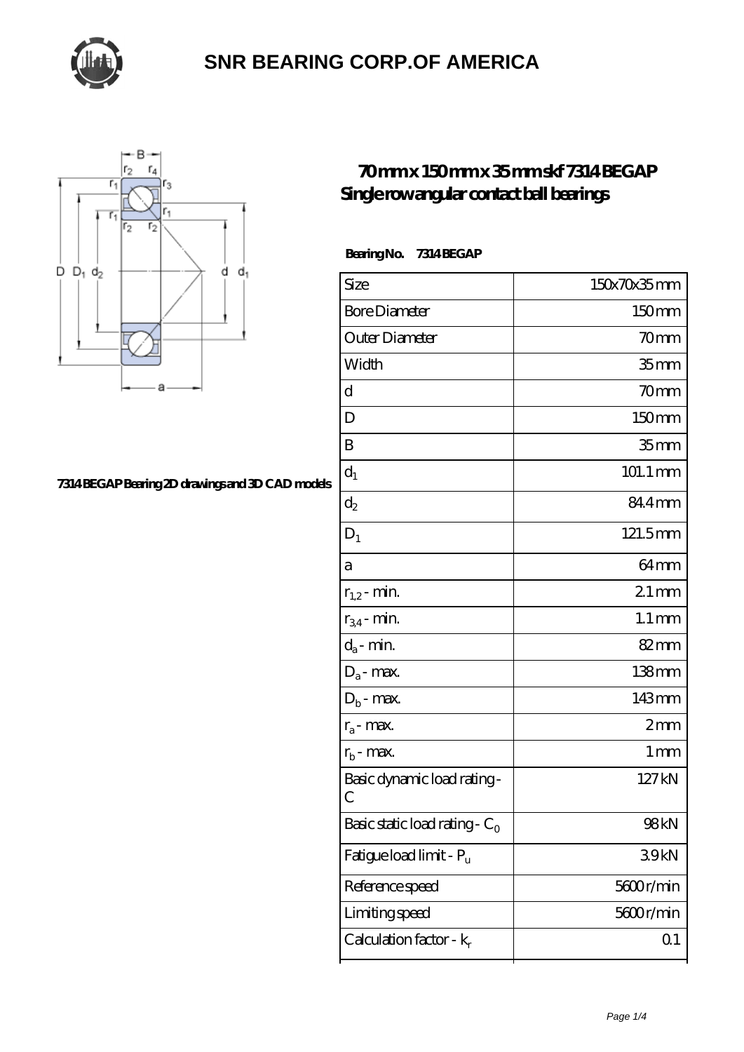# SNR BEARING CORP.OF AMERICA

## 70 mm x 150 mm x 35 mm skf 7314 BEGAP Single row angular contact ball bearings

7314 BEGAP Bearing 2D drawings and 3D CAD models

**Bearing No. 7314 BEGAP**

| | |
|---|---|
| Size | 150x70x35 mm |
| Bore Diameter | 150 mm |
| Outer Diameter | 70 mm |
| Width | 35 mm |
| d | 70 mm |
| D | 150 mm |
| B | 35 mm |
| $d_1$ | 101.1 mm |
| $d_2$ | 84.4 mm |
| $D_1$ | 121.5 mm |
| a | 64 mm |
| $r_{1,2}$ - min. | 2.1 mm |
| $r_{3,4}$ - min. | 1.1 mm |
| $d_a$ - min. | 82 mm |
| $D_a$ - max. | 138 mm |
| $D_b$ - max. | 143 mm |
| $r_a$ - max. | 2 mm |
| $r_b$ - max. | 1 mm |
| Basic dynamic load rating - C | 127 kN |
| Basic static load rating - $C_0$ | 98 kN |
| Fatigue load limit - $P_u$ | 3.9 kN |
| Reference speed | 5600 r/min |
| Limiting speed | 5600 r/min |
| Calculation factor - $k_r$ | 0.1 |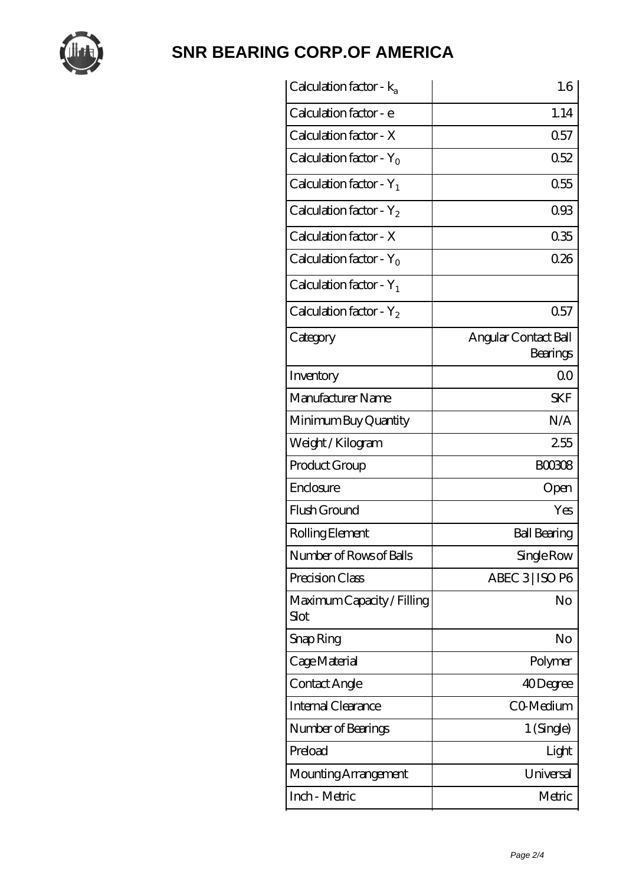| Calculation factor - $k_a$ | 1.6 |
| --- | --- |
| Calculation factor - e | 1.14 |
| Calculation factor - X | 0.57 |
| Calculation factor - $Y_0$ | 0.52 |
| Calculation factor - $Y_1$ | 0.55 |
| Calculation factor - $Y_2$ | 0.93 |
| Calculation factor - X | 0.35 |
| Calculation factor - $Y_0$ | 0.26 |
| Calculation factor - $Y_1$ | |
| Calculation factor - $Y_2$ | 0.57 |
| Category | Angular Contact Ball Bearings |
| Inventory | 0.0 |
| Manufacturer Name | SKF |
| Minimum Buy Quantity | N/A |
| Weight / Kilogram | 2.55 |
| Product Group | B00308 |
| Enclosure | Open |
| Flush Ground | Yes |
| Rolling Element | Ball Bearing |
| Number of Rows of Balls | Single Row |
| Precision Class | ABEC 3 \| ISO P6 |
| Maximum Capacity / Filling Slot | No |
| Snap Ring | No |
| Cage Material | Polymer |
| Contact Angle | 40 Degree |
| Internal Clearance | C0-Medium |
| Number of Bearings | 1 (Single) |
| Preload | Light |
| Mounting Arrangement | Universal |
| Inch - Metric | Metric |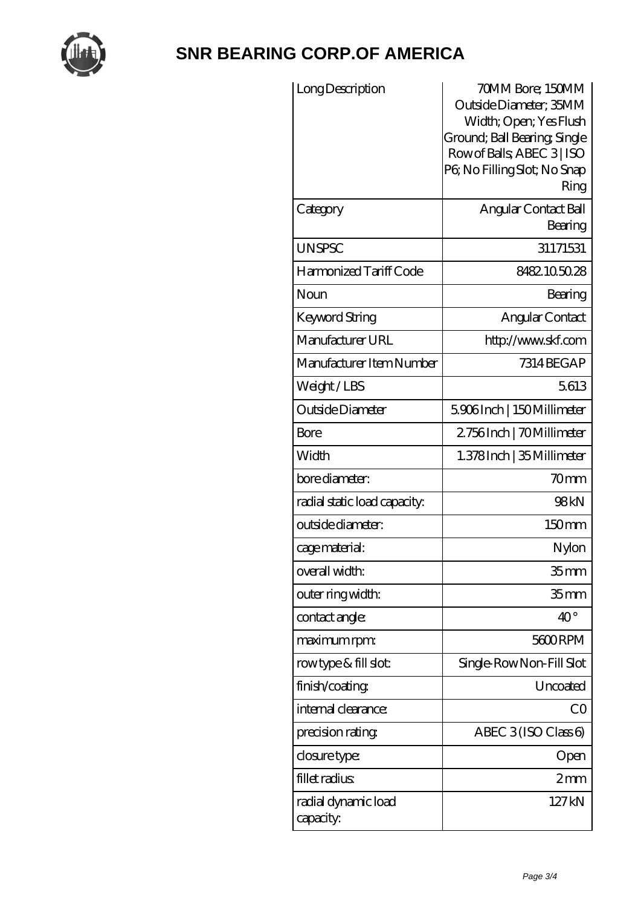# SNR BEARING CORP.OF AMERICA

| Long Description | 70MM Bore; 150MM Outside Diameter; 35MM Width; Open; Yes Flush Ground; Ball Bearing; Single Row of Balls; ABEC 3 \| ISO P6; No Filling Slot; No Snap Ring |
|---|---|
| Category | Angular Contact Ball Bearing |
| UNSPSC | 31171531 |
| Harmonized Tariff Code | 8482.10.50.28 |
| Noun | Bearing |
| Keyword String | Angular Contact |
| Manufacturer URL | http://www.skf.com |
| Manufacturer Item Number | 7314 BEGAP |
| Weight / LBS | 5.613 |
| Outside Diameter | 5.906 Inch \| 150 Millimeter |
| Bore | 2.756 Inch \| 70 Millimeter |
| Width | 1.378 Inch \| 35 Millimeter |
| bore diameter: | 70 mm |
| radial static load capacity: | 98 kN |
| outside diameter: | 150 mm |
| cage material: | Nylon |
| overall width: | 35 mm |
| outer ring width: | 35 mm |
| contact angle: | 40 ° |
| maximum rpm: | 5600 RPM |
| row type & fill slot: | Single-Row Non-Fill Slot |
| finish/coating: | Uncoated |
| internal clearance: | C0 |
| precision rating: | ABEC 3 (ISO Class 6) |
| closure type: | Open |
| fillet radius: | 2 mm |
| radial dynamic load capacity: | 127 kN |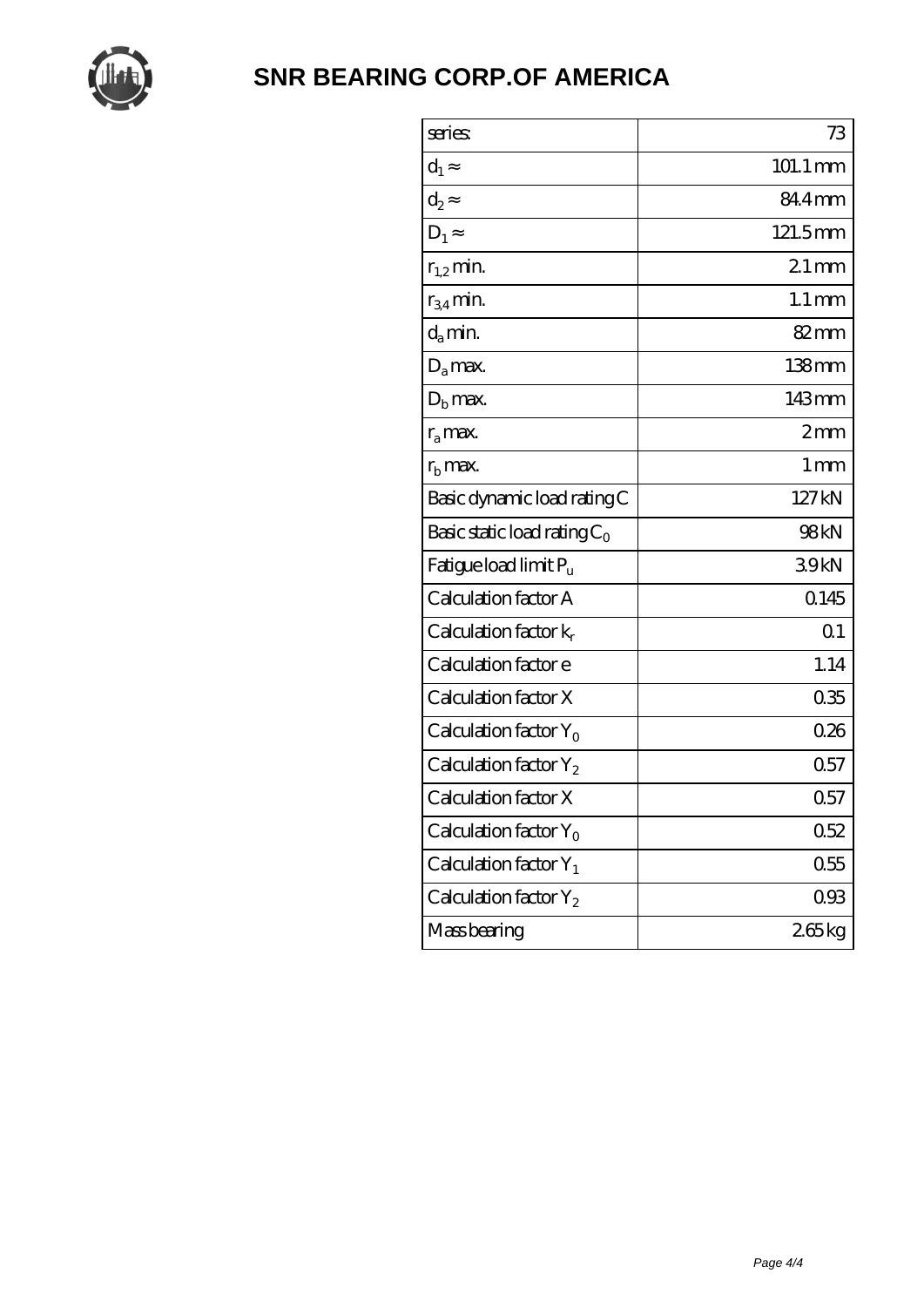# SNR BEARING CORP.OF AMERICA

| | |
|---|---|
| series: | 73 |
| $d_1 \approx$ | 101.1 mm |
| $d_2 \approx$ | 84.4 mm |
| $D_1 \approx$ | 121.5 mm |
| $r_{1,2}$ min. | 2.1 mm |
| $r_{3,4}$ min. | 1.1 mm |
| $d_a$ min. | 82 mm |
| $D_a$ max. | 138 mm |
| $D_b$ max. | 143 mm |
| $r_a$ max. | 2 mm |
| $r_b$ max. | 1 mm |
| Basic dynamic load rating C | 127 kN |
| Basic static load rating $C_0$ | 98 kN |
| Fatigue load limit $P_u$ | 3.9 kN |
| Calculation factor A | 0.145 |
| Calculation factor $k_r$ | 0.1 |
| Calculation factor e | 1.14 |
| Calculation factor X | 0.35 |
| Calculation factor $Y_0$ | 0.26 |
| Calculation factor $Y_2$ | 0.57 |
| Calculation factor X | 0.57 |
| Calculation factor $Y_0$ | 0.52 |
| Calculation factor $Y_1$ | 0.55 |
| Calculation factor $Y_2$ | 0.93 |
| Mass bearing | 2.65 kg |